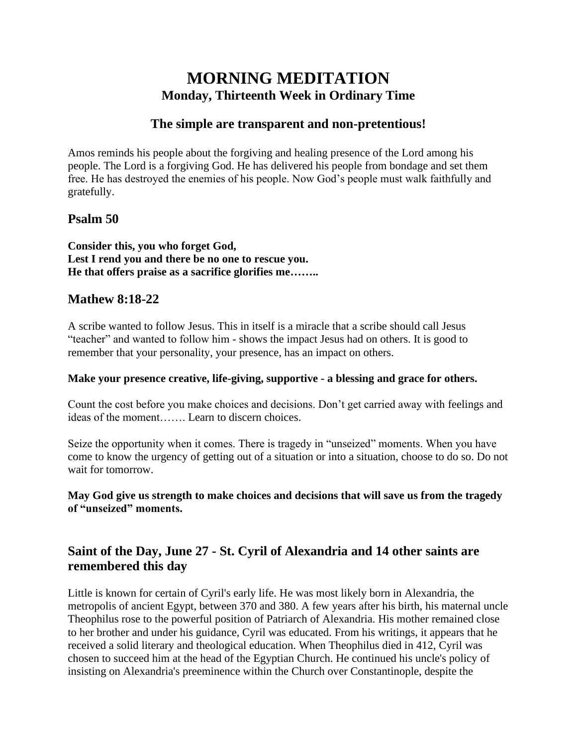# MORNING MEDITATION

### Monday, Thirteenth Week in Ordinary Time

## The simple are transparent and non-pretentious!

Amos reminds his people about the forgiving and healing presence of the Lord among his people. The Lord is a forgiving God. He has delivered his people from bondage and set them free. He has destroyed the enemies of his people. Now God's people must walk faithfully and gratefully.

## Psalm 50

**Consider this, you who forget God,**
**Lest I rend you and there be no one to rescue you.**
**He that offers praise as a sacrifice glorifies me……..**

## Mathew 8:18-22

A scribe wanted to follow Jesus. This in itself is a miracle that a scribe should call Jesus "teacher" and wanted to follow him - shows the impact Jesus had on others. It is good to remember that your personality, your presence, has an impact on others.

**Make your presence creative, life-giving, supportive - a blessing and grace for others.**

Count the cost before you make choices and decisions. Don't get carried away with feelings and ideas of the moment……. Learn to discern choices.

Seize the opportunity when it comes. There is tragedy in "unseized" moments. When you have come to know the urgency of getting out of a situation or into a situation, choose to do so. Do not wait for tomorrow.

**May God give us strength to make choices and decisions that will save us from the tragedy of "unseized" moments.**

## Saint of the Day, June 27 - St. Cyril of Alexandria and 14 other saints are remembered this day

Little is known for certain of Cyril's early life. He was most likely born in Alexandria, the metropolis of ancient Egypt, between 370 and 380. A few years after his birth, his maternal uncle Theophilus rose to the powerful position of Patriarch of Alexandria. His mother remained close to her brother and under his guidance, Cyril was educated. From his writings, it appears that he received a solid literary and theological education. When Theophilus died in 412, Cyril was chosen to succeed him at the head of the Egyptian Church. He continued his uncle's policy of insisting on Alexandria's preeminence within the Church over Constantinople, despite the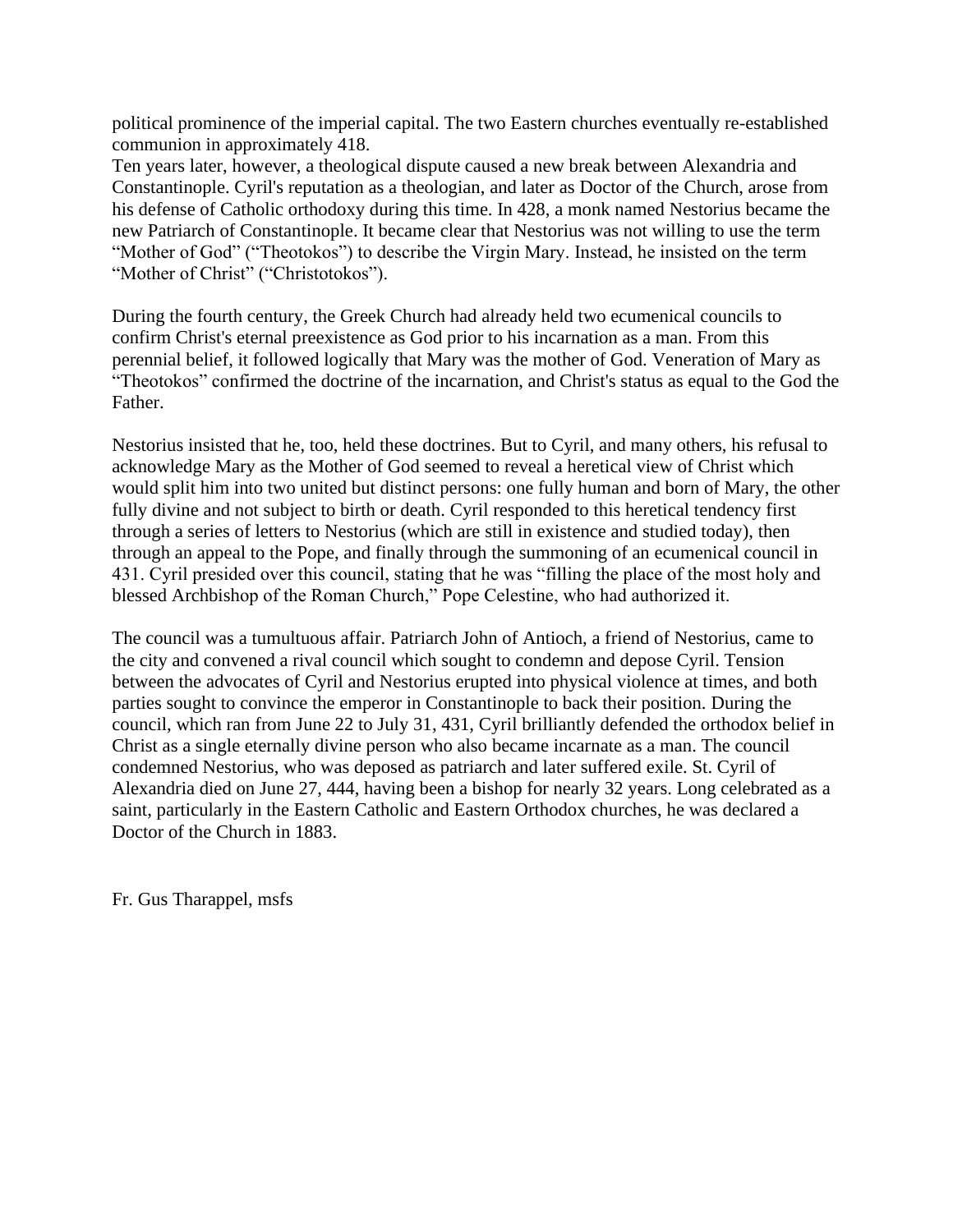political prominence of the imperial capital. The two Eastern churches eventually re-established communion in approximately 418.

Ten years later, however, a theological dispute caused a new break between Alexandria and Constantinople. Cyril's reputation as a theologian, and later as Doctor of the Church, arose from his defense of Catholic orthodoxy during this time. In 428, a monk named Nestorius became the new Patriarch of Constantinople. It became clear that Nestorius was not willing to use the term "Mother of God" ("Theotokos") to describe the Virgin Mary. Instead, he insisted on the term "Mother of Christ" ("Christotokos").

During the fourth century, the Greek Church had already held two ecumenical councils to confirm Christ's eternal preexistence as God prior to his incarnation as a man. From this perennial belief, it followed logically that Mary was the mother of God. Veneration of Mary as "Theotokos" confirmed the doctrine of the incarnation, and Christ's status as equal to the God the Father.

Nestorius insisted that he, too, held these doctrines. But to Cyril, and many others, his refusal to acknowledge Mary as the Mother of God seemed to reveal a heretical view of Christ which would split him into two united but distinct persons: one fully human and born of Mary, the other fully divine and not subject to birth or death. Cyril responded to this heretical tendency first through a series of letters to Nestorius (which are still in existence and studied today), then through an appeal to the Pope, and finally through the summoning of an ecumenical council in 431. Cyril presided over this council, stating that he was "filling the place of the most holy and blessed Archbishop of the Roman Church," Pope Celestine, who had authorized it.

The council was a tumultuous affair. Patriarch John of Antioch, a friend of Nestorius, came to the city and convened a rival council which sought to condemn and depose Cyril. Tension between the advocates of Cyril and Nestorius erupted into physical violence at times, and both parties sought to convince the emperor in Constantinople to back their position. During the council, which ran from June 22 to July 31, 431, Cyril brilliantly defended the orthodox belief in Christ as a single eternally divine person who also became incarnate as a man. The council condemned Nestorius, who was deposed as patriarch and later suffered exile. St. Cyril of Alexandria died on June 27, 444, having been a bishop for nearly 32 years. Long celebrated as a saint, particularly in the Eastern Catholic and Eastern Orthodox churches, he was declared a Doctor of the Church in 1883.

Fr. Gus Tharappel, msfs